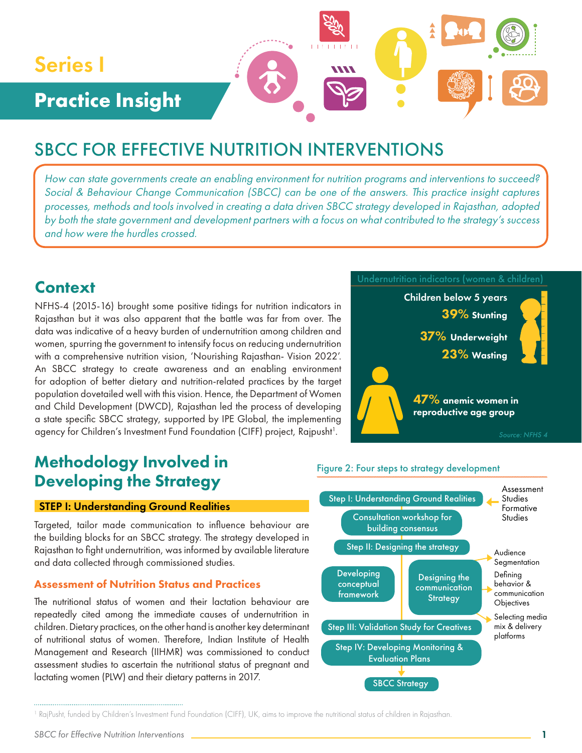Series I

# Practice Insight

## SBCC FOR EFFECTIVE NUTRITION INTERVENTIONS

*How can state governments create an enabling environment for nutrition programs and interventions to succeed? Social & Behaviour Change Communication (SBCC) can be one of the answers. This practice insight captures processes, methods and tools involved in creating a data driven SBCC strategy developed in Rajasthan, adopted by both the state government and development partners with a focus on what contributed to the strategy's success and how were the hurdles crossed.*

## Context

NFHS-4 (2015-16) brought some positive tidings for nutrition indicators in Rajasthan but it was also apparent that the battle was far from over. The data was indicative of a heavy burden of undernutrition among children and women, spurring the government to intensify focus on reducing undernutrition with a comprehensive nutrition vision, 'Nourishing Rajasthan- Vision 2022'. An SBCC strategy to create awareness and an enabling environment for adoption of better dietary and nutrition-related practices by the target population dovetailed well with this vision. Hence, the Department of Women and Child Development (DWCD), Rajasthan led the process of developing a state specific SBCC strategy, supported by IPE Global, the implementing agency for Children's Investment Fund Foundation (CIFF) project, Rajpusht[1].

**Undernutrition indicators (women & children)**

**Children below 5 years**

- **39%** Stunting
- **37%** Underweight
- **23%** Wasting

**47%** anemic women in reproductive age group

*Source: NFHS 4*

## Methodology Involved in Developing the Strategy

### STEP I: Understanding Ground Realities

Targeted, tailor made communication to influence behaviour are the building blocks for an SBCC strategy. The strategy developed in Rajasthan to fight undernutrition, was informed by available literature and data collected through commissioned studies.

### Assessment of Nutrition Status and Practices

The nutritional status of women and their lactation behaviour are repeatedly cited among the immediate causes of undernutrition in children. Dietary practices, on the other hand is another key determinant of nutritional status of women. Therefore, Indian Institute of Health Management and Research (IIHMR) was commissioned to conduct assessment studies to ascertain the nutritional status of pregnant and lactating women (PLW) and their dietary patterns in 2017.

**Figure 2: Four steps to strategy development**

- Step I: Understanding Ground Realities ← Assessment Studies, Formative Studies
- Consultation workshop for building consensus
- Step II: Designing the strategy
  - Developing conceptual framework
  - Designing the communication Strategy → Audience Segmentation; Defining behavior & communication Objectives; Selecting media mix & delivery platforms
- Step III: Validation Study for Creatives
- Step IV: Developing Monitoring & Evaluation Plans
- SBCC Strategy

[1] RajPusht, funded by Children's Investment Fund Foundation (CIFF), UK, aims to improve the nutritional status of children in Rajasthan.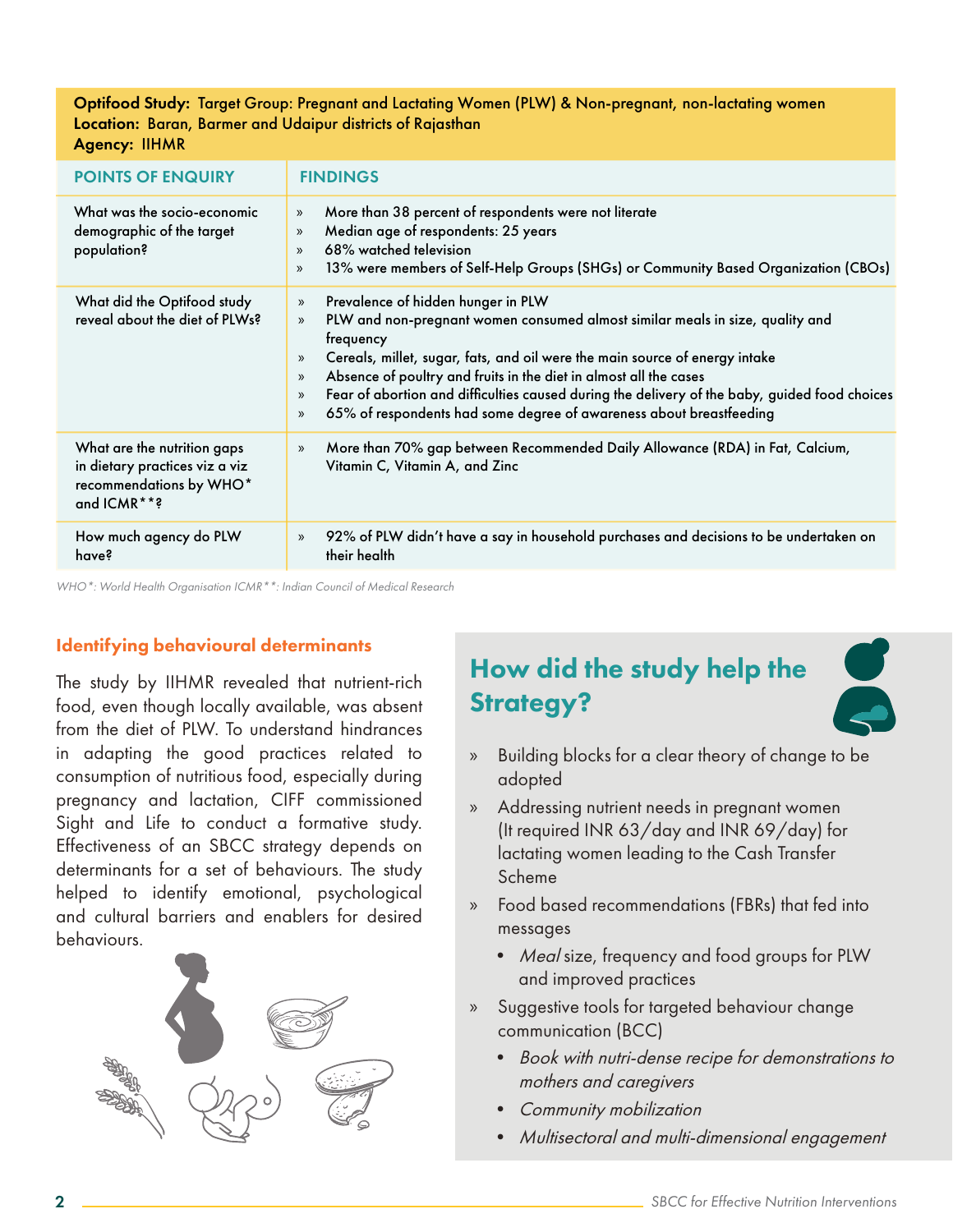**Optifood Study:** Target Group: Pregnant and Lactating Women (PLW) & Non-pregnant, non-lactating women
**Location:** Baran, Barmer and Udaipur districts of Rajasthan
**Agency:** IIHMR

| POINTS OF ENQUIRY | FINDINGS |
|---|---|
| What was the socio-economic demographic of the target population? | » More than 38 percent of respondents were not literate<br>» Median age of respondents: 25 years<br>» 68% watched television<br>» 13% were members of Self-Help Groups (SHGs) or Community Based Organization (CBOs) |
| What did the Optifood study reveal about the diet of PLWs? | » Prevalence of hidden hunger in PLW<br>» PLW and non-pregnant women consumed almost similar meals in size, quality and frequency<br>» Cereals, millet, sugar, fats, and oil were the main source of energy intake<br>» Absence of poultry and fruits in the diet in almost all the cases<br>» Fear of abortion and difficulties caused during the delivery of the baby, guided food choices<br>» 65% of respondents had some degree of awareness about breastfeeding |
| What are the nutrition gaps in dietary practices viz a viz recommendations by WHO* and ICMR**? | » More than 70% gap between Recommended Daily Allowance (RDA) in Fat, Calcium, Vitamin C, Vitamin A, and Zinc |
| How much agency do PLW have? | » 92% of PLW didn't have a say in household purchases and decisions to be undertaken on their health |

*WHO*: World Health Organisation ICMR**: Indian Council of Medical Research*

### Identifying behavioural determinants

The study by IIHMR revealed that nutrient-rich food, even though locally available, was absent from the diet of PLW. To understand hindrances in adapting the good practices related to consumption of nutritious food, especially during pregnancy and lactation, CIFF commissioned Sight and Life to conduct a formative study. Effectiveness of an SBCC strategy depends on determinants for a set of behaviours. The study helped to identify emotional, psychological and cultural barriers and enablers for desired behaviours.

## How did the study help the Strategy?

- Building blocks for a clear theory of change to be adopted
- Addressing nutrient needs in pregnant women (It required INR 63/day and INR 69/day) for lactating women leading to the Cash Transfer Scheme
- Food based recommendations (FBRs) that fed into messages
  - *Meal* size, frequency and food groups for PLW and improved practices
- Suggestive tools for targeted behaviour change communication (BCC)
  - *Book with nutri-dense recipe for demonstrations to mothers and caregivers*
  - *Community mobilization*
  - *Multisectoral and multi-dimensional engagement*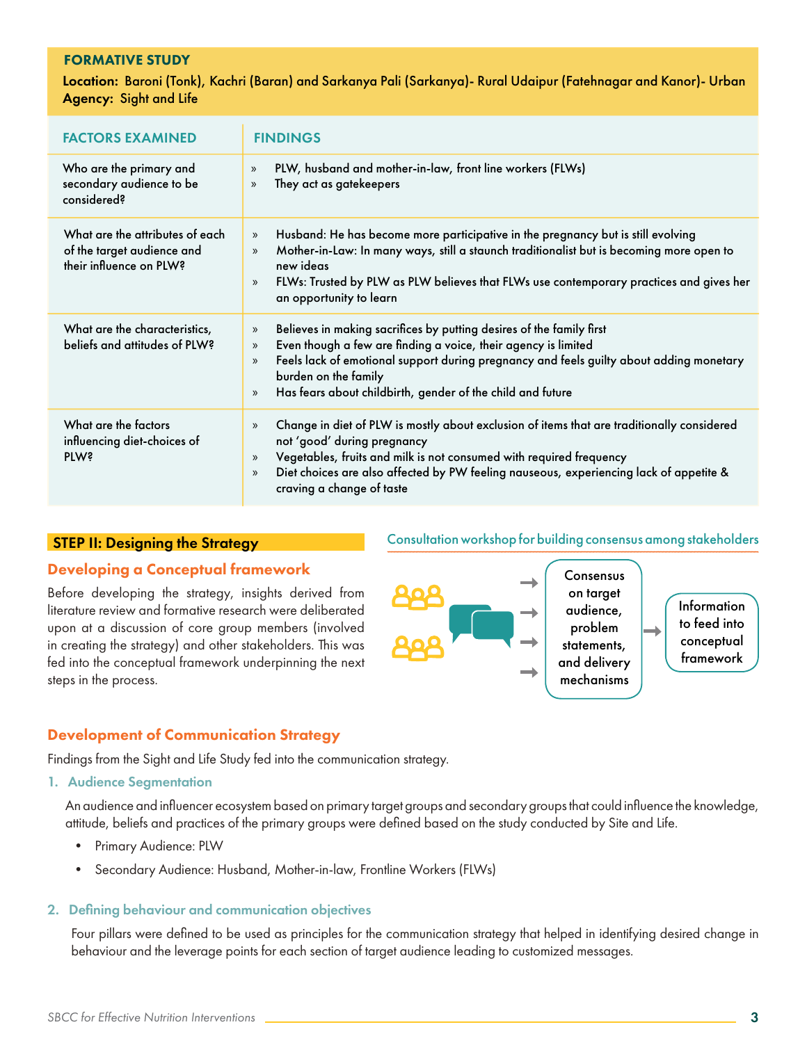**FORMATIVE STUDY**

**Location:** Baroni (Tonk), Kachri (Baran) and Sarkanya Pali (Sarkanya)- Rural Udaipur (Fatehnagar and Kanor)- Urban
**Agency:** Sight and Life

| FACTORS EXAMINED | FINDINGS |
|---|---|
| Who are the primary and secondary audience to be considered? | » PLW, husband and mother-in-law, front line workers (FLWs)<br>» They act as gatekeepers |
| What are the attributes of each of the target audience and their influence on PLW? | » Husband: He has become more participative in the pregnancy but is still evolving<br>» Mother-in-Law: In many ways, still a staunch traditionalist but is becoming more open to new ideas<br>» FLWs: Trusted by PLW as PLW believes that FLWs use contemporary practices and gives her an opportunity to learn |
| What are the characteristics, beliefs and attitudes of PLW? | » Believes in making sacrifices by putting desires of the family first<br>» Even though a few are finding a voice, their agency is limited<br>» Feels lack of emotional support during pregnancy and feels guilty about adding monetary burden on the family<br>» Has fears about childbirth, gender of the child and future |
| What are the factors influencing diet-choices of PLW? | » Change in diet of PLW is mostly about exclusion of items that are traditionally considered not 'good' during pregnancy<br>» Vegetables, fruits and milk is not consumed with required frequency<br>» Diet choices are also affected by PW feeling nauseous, experiencing lack of appetite & craving a change of taste |

## STEP II: Designing the Strategy

### Developing a Conceptual framework

Before developing the strategy, insights derived from literature review and formative research were deliberated upon at a discussion of core group members (involved in creating the strategy) and other stakeholders. This was fed into the conceptual framework underpinning the next steps in the process.

Consultation workshop for building consensus among stakeholders

Consensus on target audience, problem statements, and delivery mechanisms

Information to feed into conceptual framework

### Development of Communication Strategy

Findings from the Sight and Life Study fed into the communication strategy.

1. **Audience Segmentation**

   An audience and influencer ecosystem based on primary target groups and secondary groups that could influence the knowledge, attitude, beliefs and practices of the primary groups were defined based on the study conducted by Site and Life.

   - Primary Audience: PLW
   - Secondary Audience: Husband, Mother-in-law, Frontline Workers (FLWs)

2. **Defining behaviour and communication objectives**

   Four pillars were defined to be used as principles for the communication strategy that helped in identifying desired change in behaviour and the leverage points for each section of target audience leading to customized messages.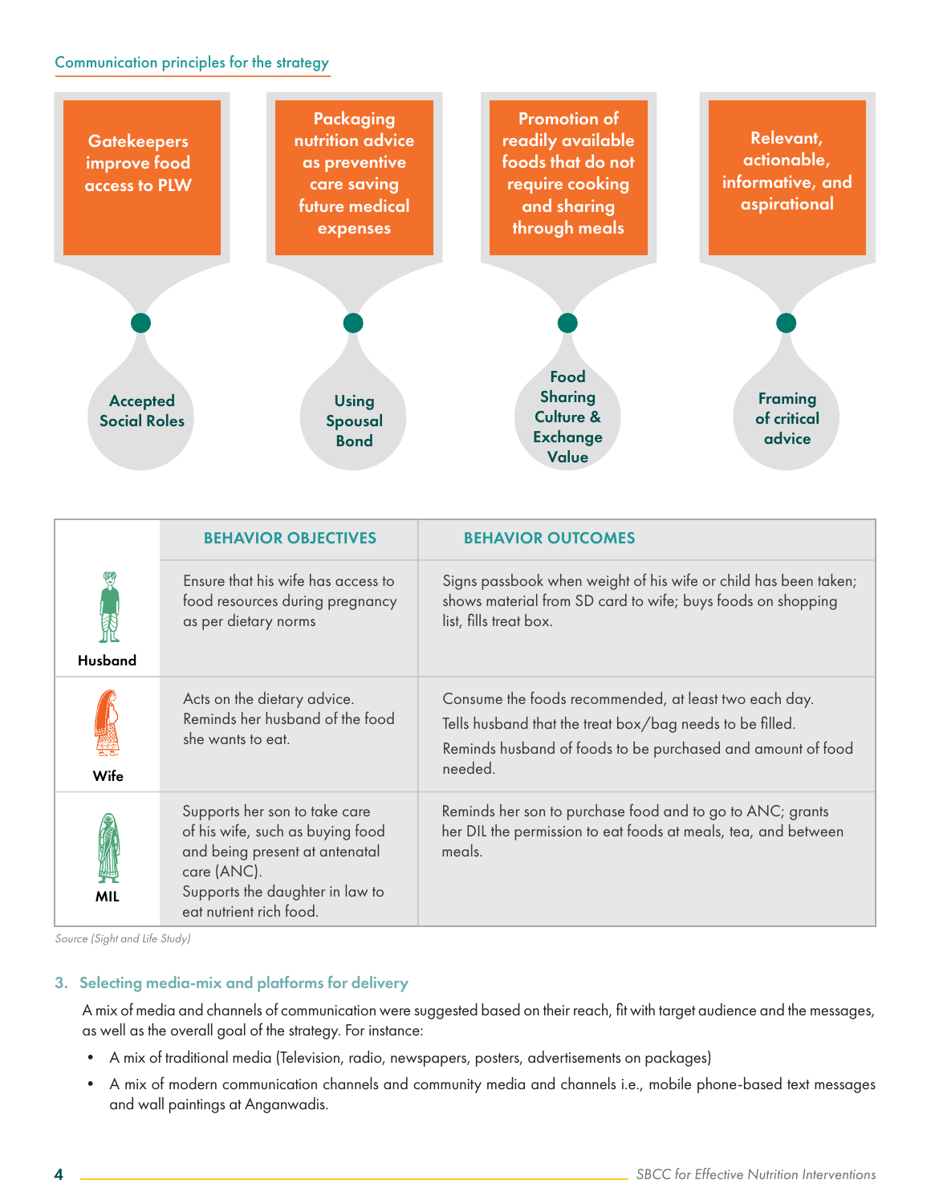Communication principles for the strategy

Gatekeepers improve food access to PLW

Accepted Social Roles

Packaging nutrition advice as preventive care saving future medical expenses

Using Spousal Bond

Promotion of readily available foods that do not require cooking and sharing through meals

Food Sharing Culture & Exchange Value

Relevant, actionable, informative, and aspirational

Framing of critical advice

| | BEHAVIOR OBJECTIVES | BEHAVIOR OUTCOMES |
|---|---|---|
| Husband | Ensure that his wife has access to food resources during pregnancy as per dietary norms | Signs passbook when weight of his wife or child has been taken; shows material from SD card to wife; buys foods on shopping list, fills treat box. |
| Wife | Acts on the dietary advice. Reminds her husband of the food she wants to eat. | Consume the foods recommended, at least two each day. Tells husband that the treat box/bag needs to be filled. Reminds husband of foods to be purchased and amount of food needed. |
| MIL | Supports her son to take care of his wife, such as buying food and being present at antenatal care (ANC). Supports the daughter in law to eat nutrient rich food. | Reminds her son to purchase food and to go to ANC; grants her DIL the permission to eat foods at meals, tea, and between meals. |

*Source (Sight and Life Study)*

### 3. Selecting media-mix and platforms for delivery

A mix of media and channels of communication were suggested based on their reach, fit with target audience and the messages, as well as the overall goal of the strategy. For instance:

- A mix of traditional media (Television, radio, newspapers, posters, advertisements on packages)
- A mix of modern communication channels and community media and channels i.e., mobile phone-based text messages and wall paintings at Anganwadis.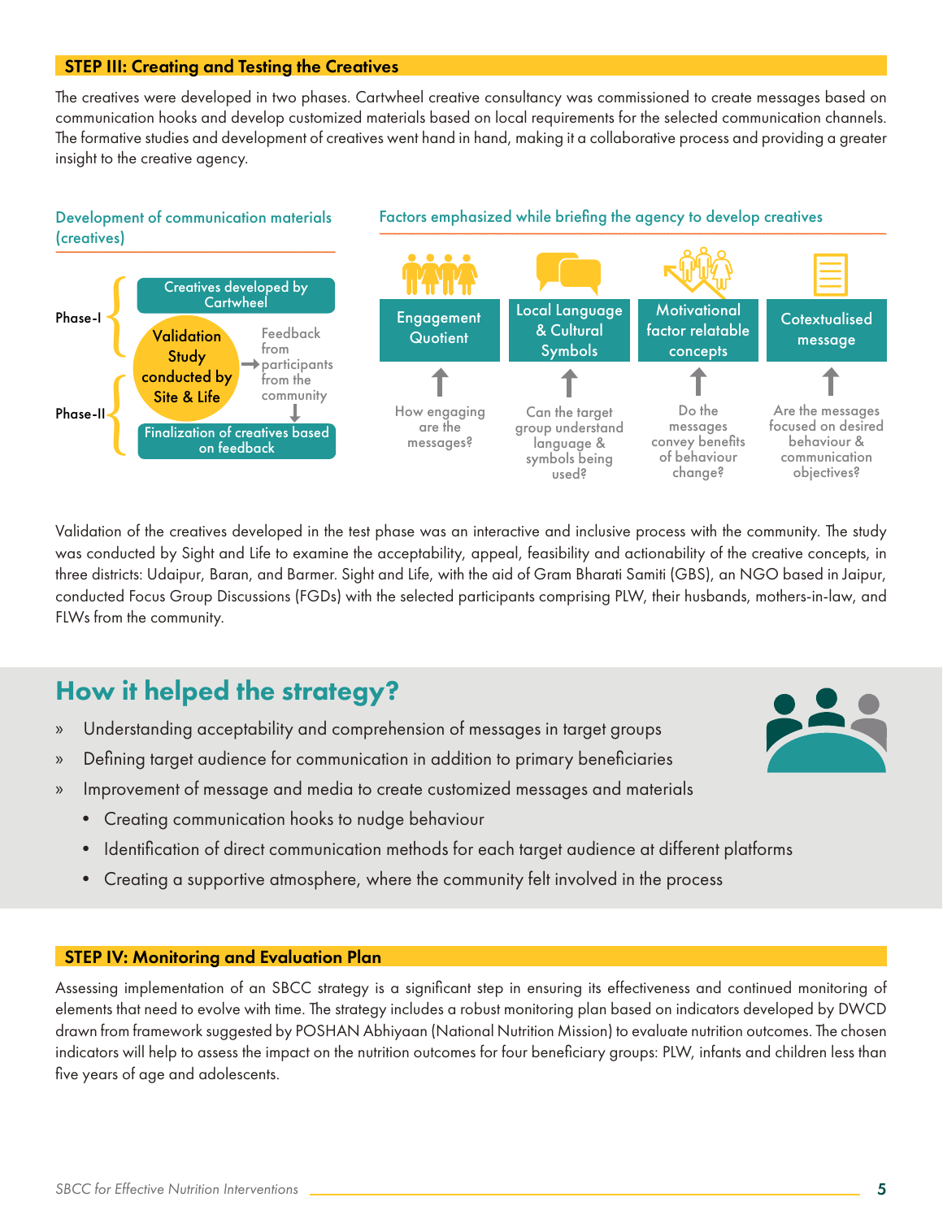## STEP III: Creating and Testing the Creatives

The creatives were developed in two phases. Cartwheel creative consultancy was commissioned to create messages based on communication hooks and develop customized materials based on local requirements for the selected communication channels. The formative studies and development of creatives went hand in hand, making it a collaborative process and providing a greater insight to the creative agency.

### Development of communication materials (creatives)

Phase-I

Creatives developed by Cartwheel

Validation Study conducted by Site & Life

Feedback from participants from the community

Phase-II

Finalization of creatives based on feedback

### Factors emphasized while briefing the agency to develop creatives

**Engagement Quotient**
How engaging are the messages?

**Local Language & Cultural Symbols**
Can the target group understand language & symbols being used?

**Motivational factor relatable concepts**
Do the messages convey benefits of behaviour change?

**Cotextualised message**
Are the messages focused on desired behaviour & communication objectives?

Validation of the creatives developed in the test phase was an interactive and inclusive process with the community. The study was conducted by Sight and Life to examine the acceptability, appeal, feasibility and actionability of the creative concepts, in three districts: Udaipur, Baran, and Barmer. Sight and Life, with the aid of Gram Bharati Samiti (GBS), an NGO based in Jaipur, conducted Focus Group Discussions (FGDs) with the selected participants comprising PLW, their husbands, mothers-in-law, and FLWs from the community.

## How it helped the strategy?

- Understanding acceptability and comprehension of messages in target groups
- Defining target audience for communication in addition to primary beneficiaries
- Improvement of message and media to create customized messages and materials
  - Creating communication hooks to nudge behaviour
  - Identification of direct communication methods for each target audience at different platforms
  - Creating a supportive atmosphere, where the community felt involved in the process

## STEP IV: Monitoring and Evaluation Plan

Assessing implementation of an SBCC strategy is a significant step in ensuring its effectiveness and continued monitoring of elements that need to evolve with time. The strategy includes a robust monitoring plan based on indicators developed by DWCD drawn from framework suggested by POSHAN Abhiyaan (National Nutrition Mission) to evaluate nutrition outcomes. The chosen indicators will help to assess the impact on the nutrition outcomes for four beneficiary groups: PLW, infants and children less than five years of age and adolescents.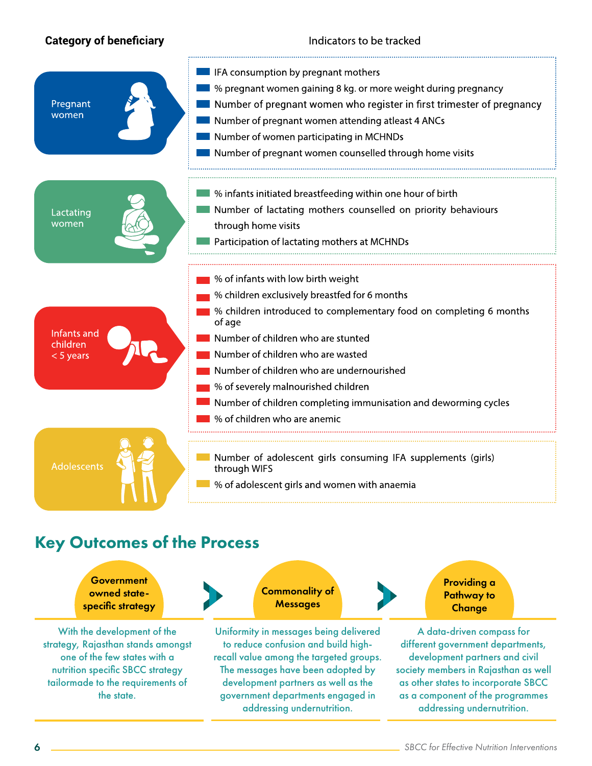| Category of beneficiary | Indicators to be tracked |
|---|---|
| Pregnant women | IFA consumption by pregnant mothers<br>% pregnant women gaining 8 kg. or more weight during pregnancy<br>Number of pregnant women who register in first trimester of pregnancy<br>Number of pregnant women attending atleast 4 ANCs<br>Number of women participating in MCHNDs<br>Number of pregnant women counselled through home visits |
| Lactating women | % infants initiated breastfeeding within one hour of birth<br>Number of lactating mothers counselled on priority behaviours through home visits<br>Participation of lactating mothers at MCHNDs |
| Infants and children < 5 years | % of infants with low birth weight<br>% children exclusively breastfed for 6 months<br>% children introduced to complementary food on completing 6 months of age<br>Number of children who are stunted<br>Number of children who are wasted<br>Number of children who are undernourished<br>% of severely malnourished children<br>Number of children completing immunisation and deworming cycles<br>% of children who are anemic |
| Adolescents | Number of adolescent girls consuming IFA supplements (girls) through WIFS<br>% of adolescent girls and women with anaemia |

## Key Outcomes of the Process

**Government owned state-specific strategy**

With the development of the strategy, Rajasthan stands amongst one of the few states with a nutrition specific SBCC strategy tailormade to the requirements of the state.

**Commonality of Messages**

Uniformity in messages being delivered to reduce confusion and build high-recall value among the targeted groups. The messages have been adopted by development partners as well as the government departments engaged in addressing undernutrition.

**Providing a Pathway to Change**

A data-driven compass for different government departments, development partners and civil society members in Rajasthan as well as other states to incorporate SBCC as a component of the programmes addressing undernutrition.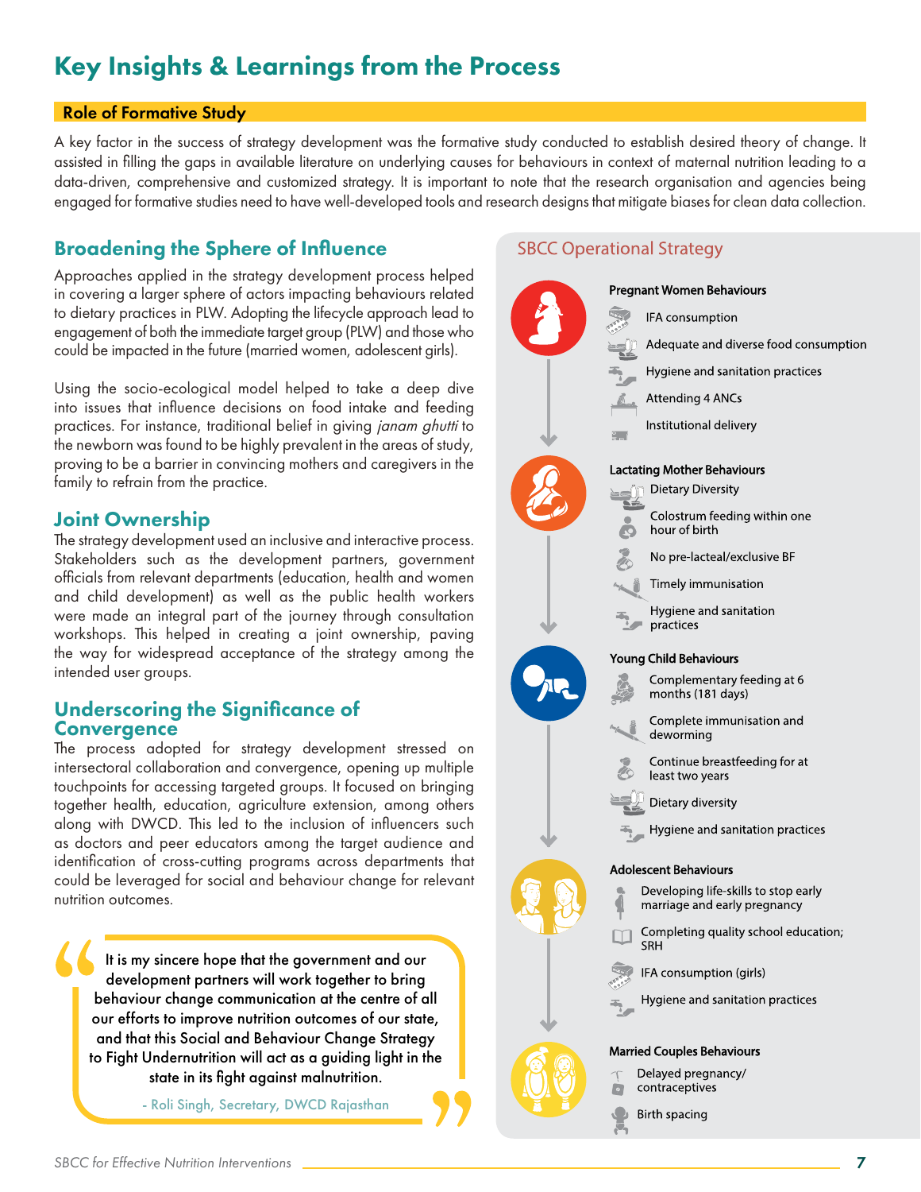# Key Insights & Learnings from the Process

## Role of Formative Study

A key factor in the success of strategy development was the formative study conducted to establish desired theory of change. It assisted in filling the gaps in available literature on underlying causes for behaviours in context of maternal nutrition leading to a data-driven, comprehensive and customized strategy. It is important to note that the research organisation and agencies being engaged for formative studies need to have well-developed tools and research designs that mitigate biases for clean data collection.

## Broadening the Sphere of Influence

Approaches applied in the strategy development process helped in covering a larger sphere of actors impacting behaviours related to dietary practices in PLW. Adopting the lifecycle approach lead to engagement of both the immediate target group (PLW) and those who could be impacted in the future (married women, adolescent girls).

Using the socio-ecological model helped to take a deep dive into issues that influence decisions on food intake and feeding practices. For instance, traditional belief in giving *janam ghutti* to the newborn was found to be highly prevalent in the areas of study, proving to be a barrier in convincing mothers and caregivers in the family to refrain from the practice.

## Joint Ownership

The strategy development used an inclusive and interactive process. Stakeholders such as the development partners, government officials from relevant departments (education, health and women and child development) as well as the public health workers were made an integral part of the journey through consultation workshops. This helped in creating a joint ownership, paving the way for widespread acceptance of the strategy among the intended user groups.

## Underscoring the Significance of Convergence

The process adopted for strategy development stressed on intersectoral collaboration and convergence, opening up multiple touchpoints for accessing targeted groups. It focused on bringing together health, education, agriculture extension, among others along with DWCD. This led to the inclusion of influencers such as doctors and peer educators among the target audience and identification of cross-cutting programs across departments that could be leveraged for social and behaviour change for relevant nutrition outcomes.

> It is my sincere hope that the government and our development partners will work together to bring behaviour change communication at the centre of all our efforts to improve nutrition outcomes of our state, and that this Social and Behaviour Change Strategy to Fight Undernutrition will act as a guiding light in the state in its fight against malnutrition.
>
> - Roli Singh, Secretary, DWCD Rajasthan

### SBCC Operational Strategy

**Pregnant Women Behaviours**
- IFA consumption
- Adequate and diverse food consumption
- Hygiene and sanitation practices
- Attending 4 ANCs
- Institutional delivery

**Lactating Mother Behaviours**
- Dietary Diversity
- Colostrum feeding within one hour of birth
- No pre-lacteal/exclusive BF
- Timely immunisation
- Hygiene and sanitation practices

**Young Child Behaviours**
- Complementary feeding at 6 months (181 days)
- Complete immunisation and deworming
- Continue breastfeeding for at least two years
- Dietary diversity
- Hygiene and sanitation practices

**Adolescent Behaviours**
- Developing life-skills to stop early marriage and early pregnancy
- Completing quality school education; SRH
- IFA consumption (girls)
- Hygiene and sanitation practices

**Married Couples Behaviours**
- Delayed pregnancy/ contraceptives
- Birth spacing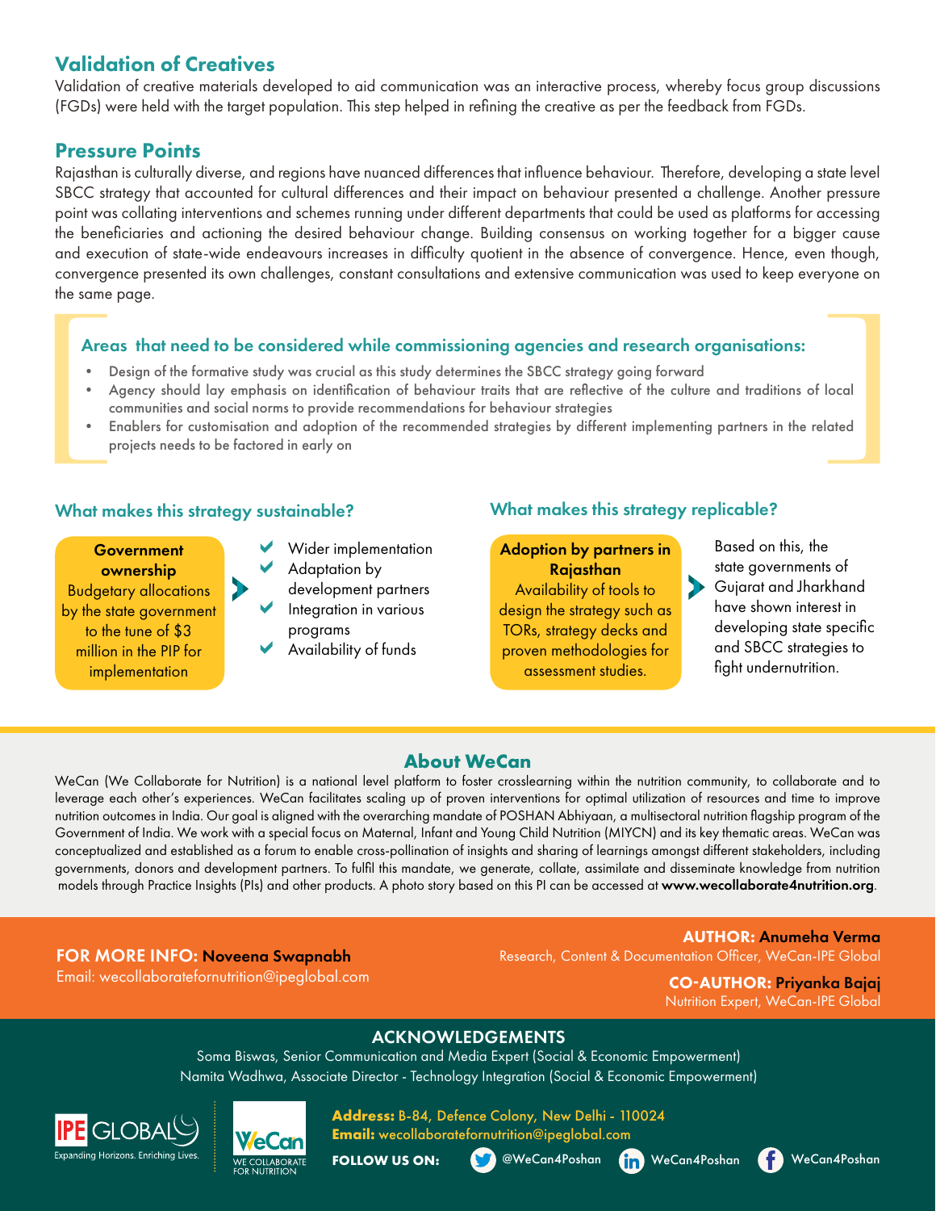## Validation of Creatives

Validation of creative materials developed to aid communication was an interactive process, whereby focus group discussions (FGDs) were held with the target population. This step helped in refining the creative as per the feedback from FGDs.

## Pressure Points

Rajasthan is culturally diverse, and regions have nuanced differences that influence behaviour. Therefore, developing a state level SBCC strategy that accounted for cultural differences and their impact on behaviour presented a challenge. Another pressure point was collating interventions and schemes running under different departments that could be used as platforms for accessing the beneficiaries and actioning the desired behaviour change. Building consensus on working together for a bigger cause and execution of state-wide endeavours increases in difficulty quotient in the absence of convergence. Hence, even though, convergence presented its own challenges, constant consultations and extensive communication was used to keep everyone on the same page.

### Areas that need to be considered while commissioning agencies and research organisations:

- Design of the formative study was crucial as this study determines the SBCC strategy going forward
- Agency should lay emphasis on identification of behaviour traits that are reflective of the culture and traditions of local communities and social norms to provide recommendations for behaviour strategies
- Enablers for customisation and adoption of the recommended strategies by different implementing partners in the related projects needs to be factored in early on

### What makes this strategy sustainable?

**Government ownership**
Budgetary allocations by the state government to the tune of $3 million in the PIP for implementation

- Wider implementation
- Adaptation by development partners
- Integration in various programs
- Availability of funds

### What makes this strategy replicable?

**Adoption by partners in Rajasthan**
Availability of tools to design the strategy such as TORs, strategy decks and proven methodologies for assessment studies.

Based on this, the state governments of Gujarat and Jharkhand have shown interest in developing state specific and SBCC strategies to fight undernutrition.

## About WeCan

WeCan (We Collaborate for Nutrition) is a national level platform to foster crosslearning within the nutrition community, to collaborate and to leverage each other's experiences. WeCan facilitates scaling up of proven interventions for optimal utilization of resources and time to improve nutrition outcomes in India. Our goal is aligned with the overarching mandate of POSHAN Abhiyaan, a multisectoral nutrition flagship program of the Government of India. We work with a special focus on Maternal, Infant and Young Child Nutrition (MIYCN) and its key thematic areas. WeCan was conceptualized and established as a forum to enable cross-pollination of insights and sharing of learnings amongst different stakeholders, including governments, donors and development partners. To fulfil this mandate, we generate, collate, assimilate and disseminate knowledge from nutrition models through Practice Insights (PIs) and other products. A photo story based on this PI can be accessed at **www.wecollaborate4nutrition.org**.

**FOR MORE INFO:** Noveena Swapnabh
Email: wecollaboratefornutrition@ipeglobal.com

**AUTHOR:** Anumeha Verma
Research, Content & Documentation Officer, WeCan-IPE Global

**CO-AUTHOR:** Priyanka Bajaj
Nutrition Expert, WeCan-IPE Global

## ACKNOWLEDGEMENTS

Soma Biswas, Senior Communication and Media Expert (Social & Economic Empowerment)
Namita Wadhwa, Associate Director - Technology Integration (Social & Economic Empowerment)

IPE GLOBAL — Expanding Horizons. Enriching Lives.
WeCan — WE COLLABORATE FOR NUTRITION

**Address:** B-84, Defence Colony, New Delhi - 110024
**Email:** wecollaboratefornutrition@ipeglobal.com

**FOLLOW US ON:** @WeCan4Poshan | WeCan4Poshan | WeCan4Poshan